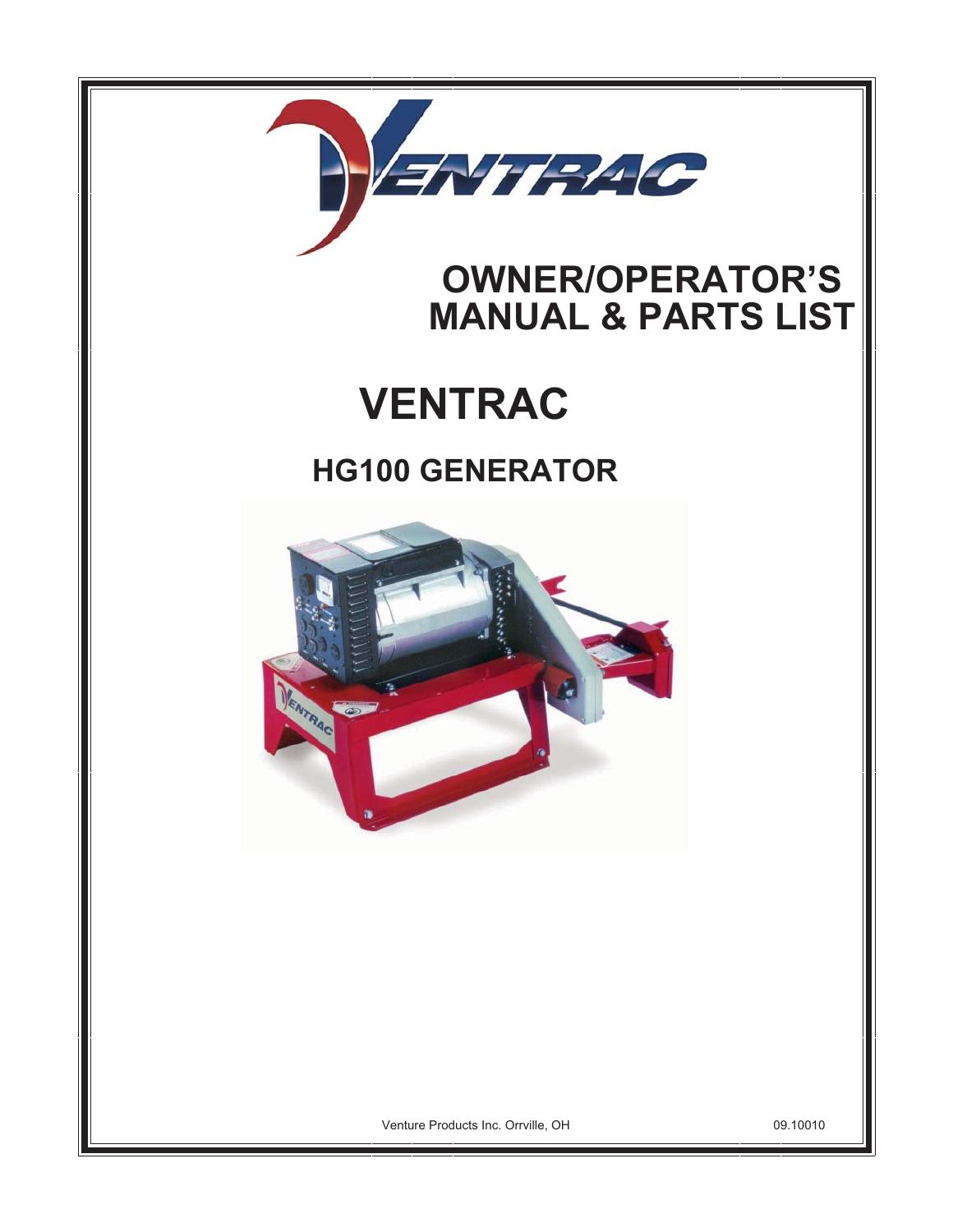# OWNER/OPERATOR'S MANUAL & PARTS LIST

# VENTRAC

## HG100 GENERATOR

Venture Products Inc. Orrville, OH

09.10010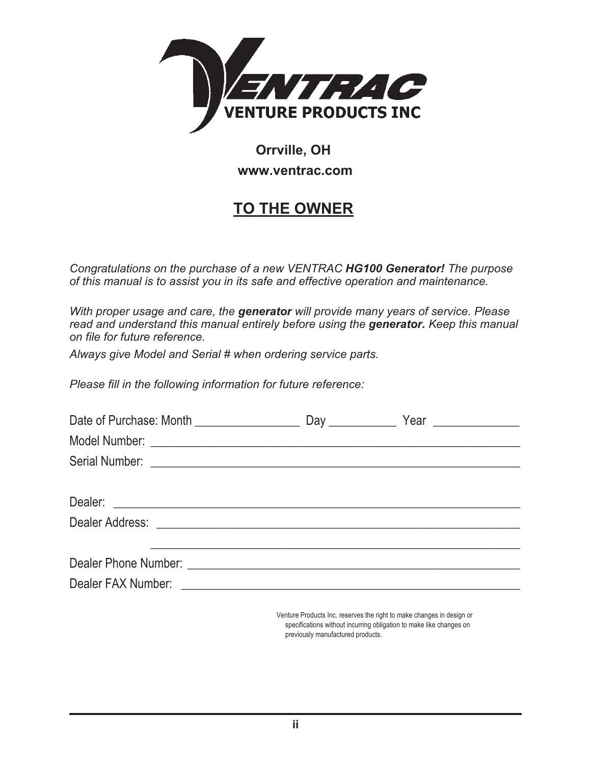VENTRAC
VENTURE PRODUCTS INC

**Orrville, OH**

**www.ventrac.com**

## TO THE OWNER

*Congratulations on the purchase of a new VENTRAC **HG100 Generator!** The purpose of this manual is to assist you in its safe and effective operation and maintenance.*

*With proper usage and care, the **generator** will provide many years of service. Please read and understand this manual entirely before using the **generator.** Keep this manual on file for future reference.*

*Always give Model and Serial # when ordering service parts.*

*Please fill in the following information for future reference:*

Date of Purchase: Month ________________ Day __________ Year _____________

Model Number: ____________________________________________________________

Serial Number: ____________________________________________________________

Dealer: ___________________________________________________________________

Dealer Address: ___________________________________________________________

__________________________________________________________________________

Dealer Phone Number: ______________________________________________________

Dealer FAX Number: _______________________________________________________

Venture Products Inc. reserves the right to make changes in design or specifications without incurring obligation to make like changes on previously manufactured products.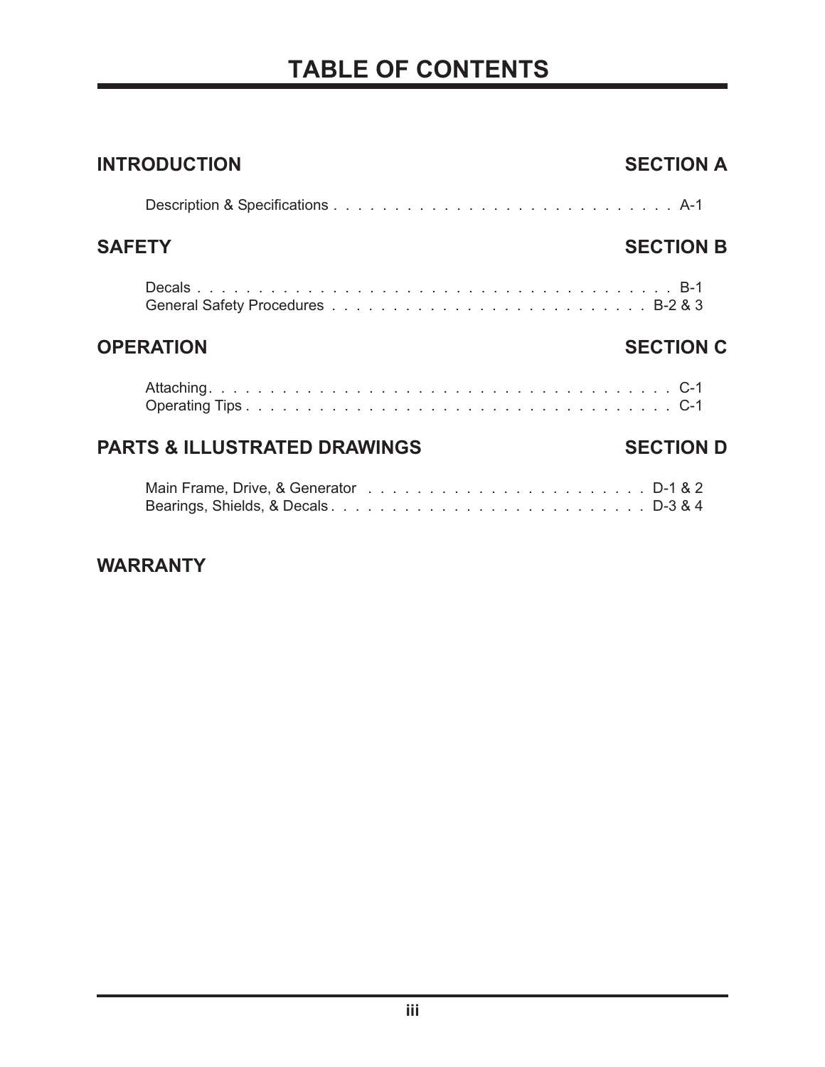# TABLE OF CONTENTS

## INTRODUCTION — SECTION A

Description & Specifications . . . . . . . . . . . . . . . . . . . . . . . . . . . . A-1

## SAFETY — SECTION B

Decals . . . . . . . . . . . . . . . . . . . . . . . . . . . . . . . . . . . . . . . . B-1
General Safety Procedures . . . . . . . . . . . . . . . . . . . . . . . . . . B-2 & 3

## OPERATION — SECTION C

Attaching . . . . . . . . . . . . . . . . . . . . . . . . . . . . . . . . . . . . . . C-1
Operating Tips . . . . . . . . . . . . . . . . . . . . . . . . . . . . . . . . . . . C-1

## PARTS & ILLUSTRATED DRAWINGS — SECTION D

Main Frame, Drive, & Generator . . . . . . . . . . . . . . . . . . . . . . . D-1 & 2
Bearings, Shields, & Decals . . . . . . . . . . . . . . . . . . . . . . . . . D-3 & 4

## WARRANTY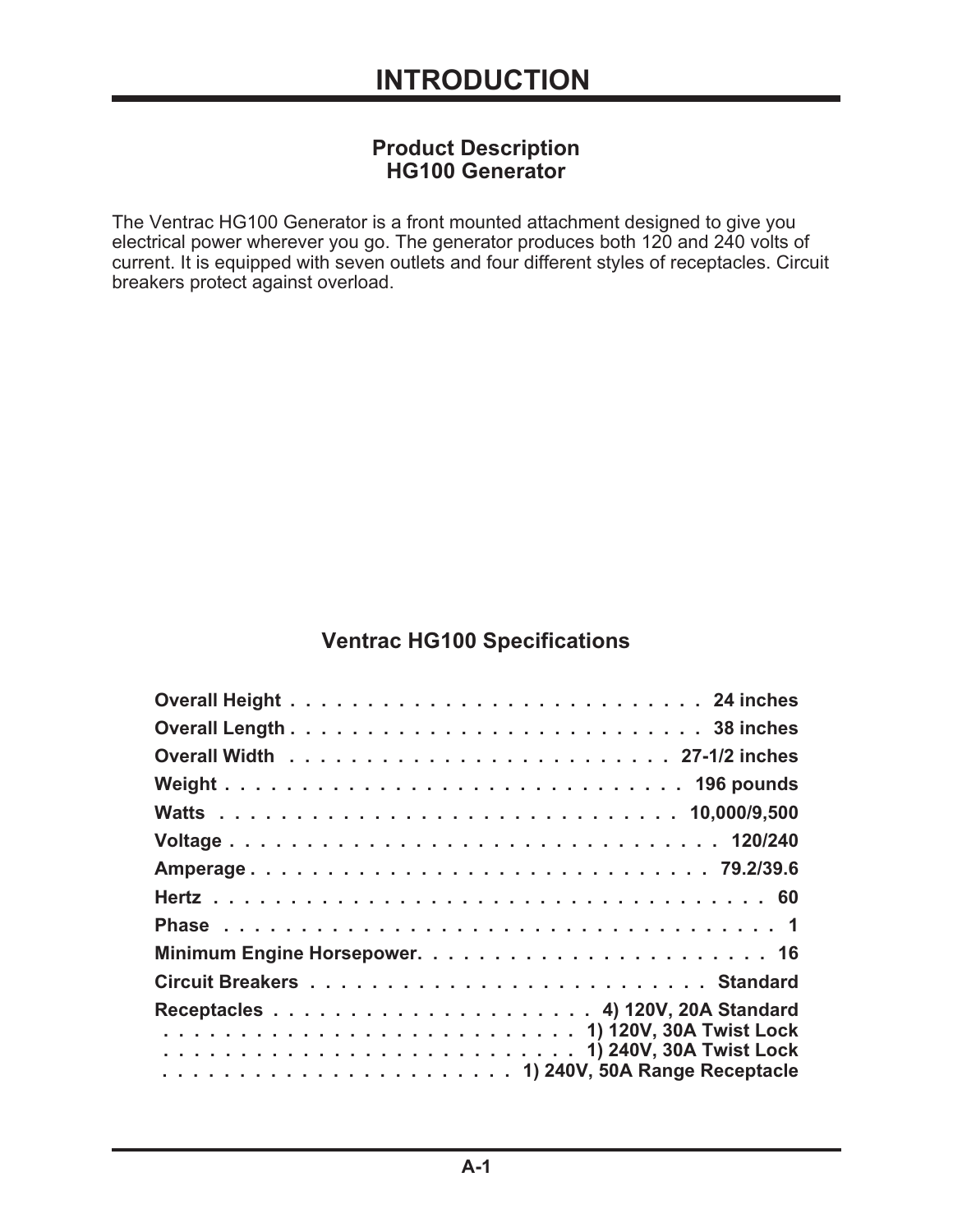# INTRODUCTION

## Product Description
## HG100 Generator

The Ventrac HG100 Generator is a front mounted attachment designed to give you electrical power wherever you go. The generator produces both 120 and 240 volts of current. It is equipped with seven outlets and four different styles of receptacles. Circuit breakers protect against overload.

## Ventrac HG100 Specifications

| Specification | Value |
| --- | --- |
| **Overall Height** | **24 inches** |
| **Overall Length** | **38 inches** |
| **Overall Width** | **27-1/2 inches** |
| **Weight** | **196 pounds** |
| **Watts** | **10,000/9,500** |
| **Voltage** | **120/240** |
| **Amperage** | **79.2/39.6** |
| **Hertz** | **60** |
| **Phase** | **1** |
| **Minimum Engine Horsepower** | **16** |
| **Circuit Breakers** | **Standard** |
| **Receptacles** | **4) 120V, 20A Standard** |
| | **1) 120V, 30A Twist Lock** |
| | **1) 240V, 30A Twist Lock** |
| | **1) 240V, 50A Range Receptacle** |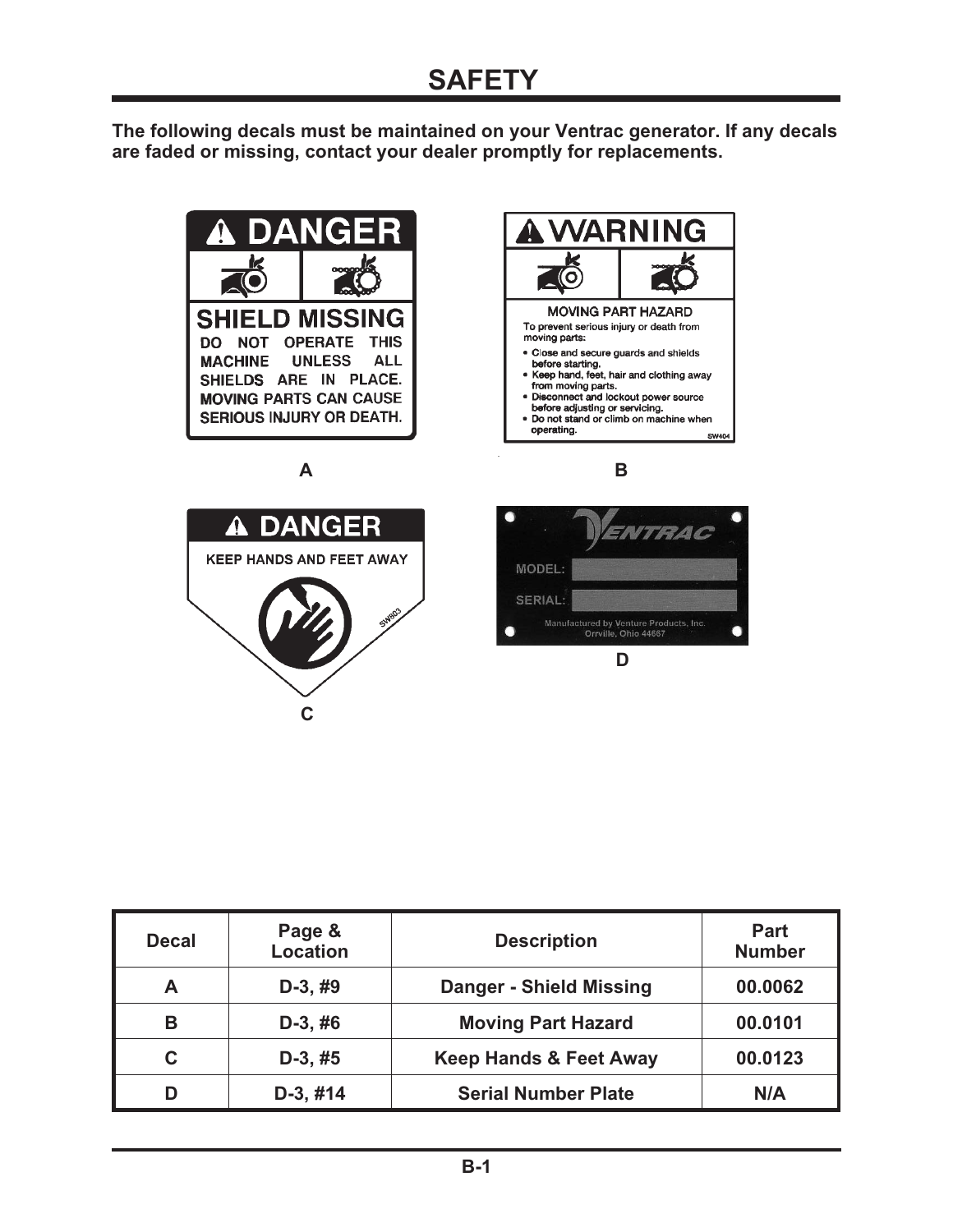# SAFETY

**The following decals must be maintained on your Ventrac generator. If any decals are faded or missing, contact your dealer promptly for replacements.**

**DANGER**

**SHIELD MISSING**

DO NOT OPERATE THIS MACHINE UNLESS ALL SHIELDS ARE IN PLACE. MOVING PARTS CAN CAUSE SERIOUS INJURY OR DEATH.

A

**WARNING**

MOVING PART HAZARD

To prevent serious injury or death from moving parts:

- Close and secure guards and shields before starting.
- Keep hand, feet, hair and clothing away from moving parts.
- Disconnect and lockout power source before adjusting or servicing.
- Do not stand or climb on machine when operating.

SW404

B

**DANGER**

KEEP HANDS AND FEET AWAY

SW603

C

VENTRAC

MODEL:

SERIAL:

Manufactured by Venture Products, Inc.
Orrville, Ohio 44667

D

| Decal | Page & Location | Description | Part Number |
|---|---|---|---|
| A | D-3, #9 | Danger - Shield Missing | 00.0062 |
| B | D-3, #6 | Moving Part Hazard | 00.0101 |
| C | D-3, #5 | Keep Hands & Feet Away | 00.0123 |
| D | D-3, #14 | Serial Number Plate | N/A |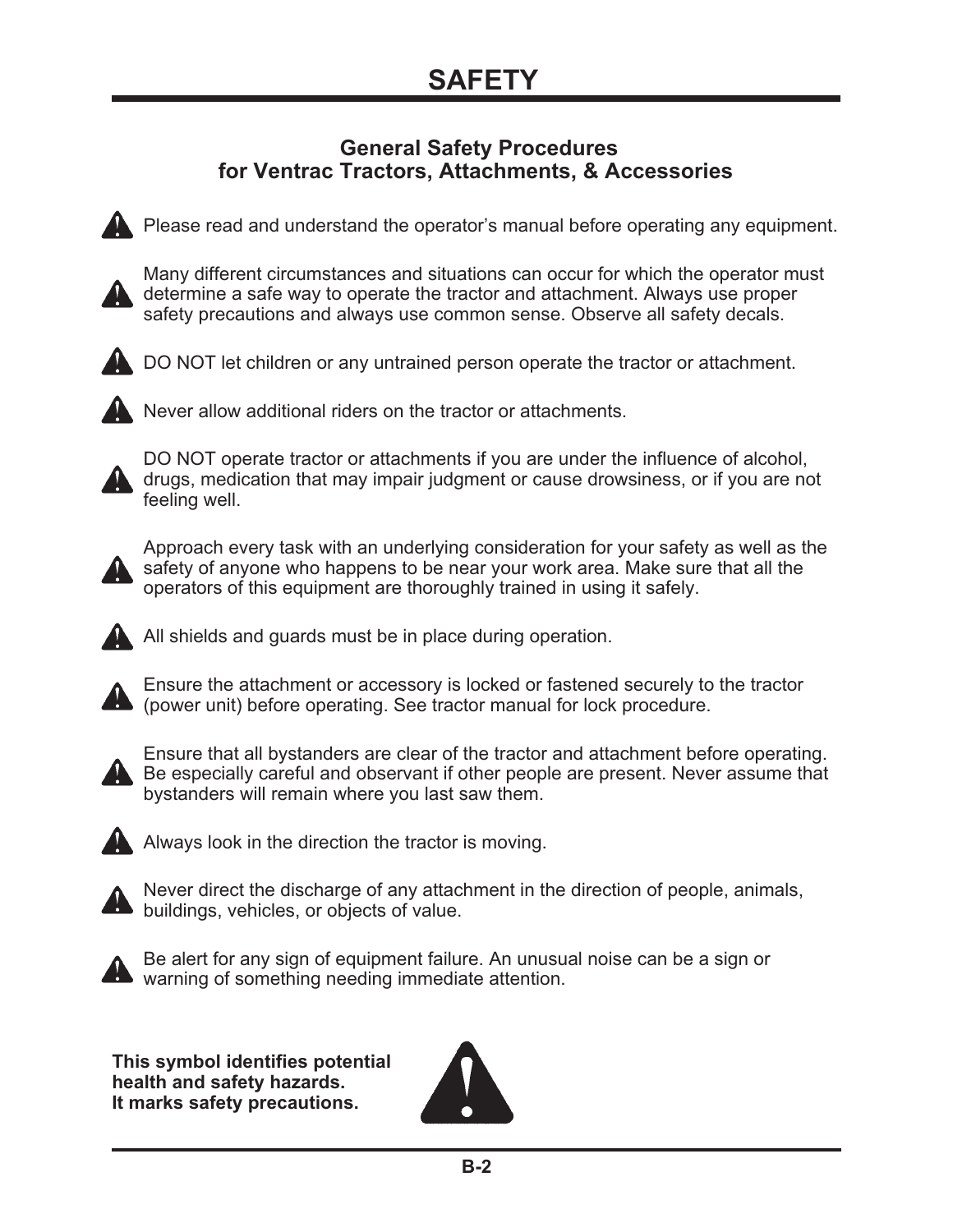# SAFETY

## General Safety Procedures for Ventrac Tractors, Attachments, & Accessories

- Please read and understand the operator's manual before operating any equipment.
- Many different circumstances and situations can occur for which the operator must determine a safe way to operate the tractor and attachment. Always use proper safety precautions and always use common sense. Observe all safety decals.
- DO NOT let children or any untrained person operate the tractor or attachment.
- Never allow additional riders on the tractor or attachments.
- DO NOT operate tractor or attachments if you are under the influence of alcohol, drugs, medication that may impair judgment or cause drowsiness, or if you are not feeling well.
- Approach every task with an underlying consideration for your safety as well as the safety of anyone who happens to be near your work area. Make sure that all the operators of this equipment are thoroughly trained in using it safely.
- All shields and guards must be in place during operation.
- Ensure the attachment or accessory is locked or fastened securely to the tractor (power unit) before operating. See tractor manual for lock procedure.
- Ensure that all bystanders are clear of the tractor and attachment before operating. Be especially careful and observant if other people are present. Never assume that bystanders will remain where you last saw them.
- Always look in the direction the tractor is moving.
- Never direct the discharge of any attachment in the direction of people, animals, buildings, vehicles, or objects of value.
- Be alert for any sign of equipment failure. An unusual noise can be a sign or warning of something needing immediate attention.

**This symbol identifies potential health and safety hazards. It marks safety precautions.**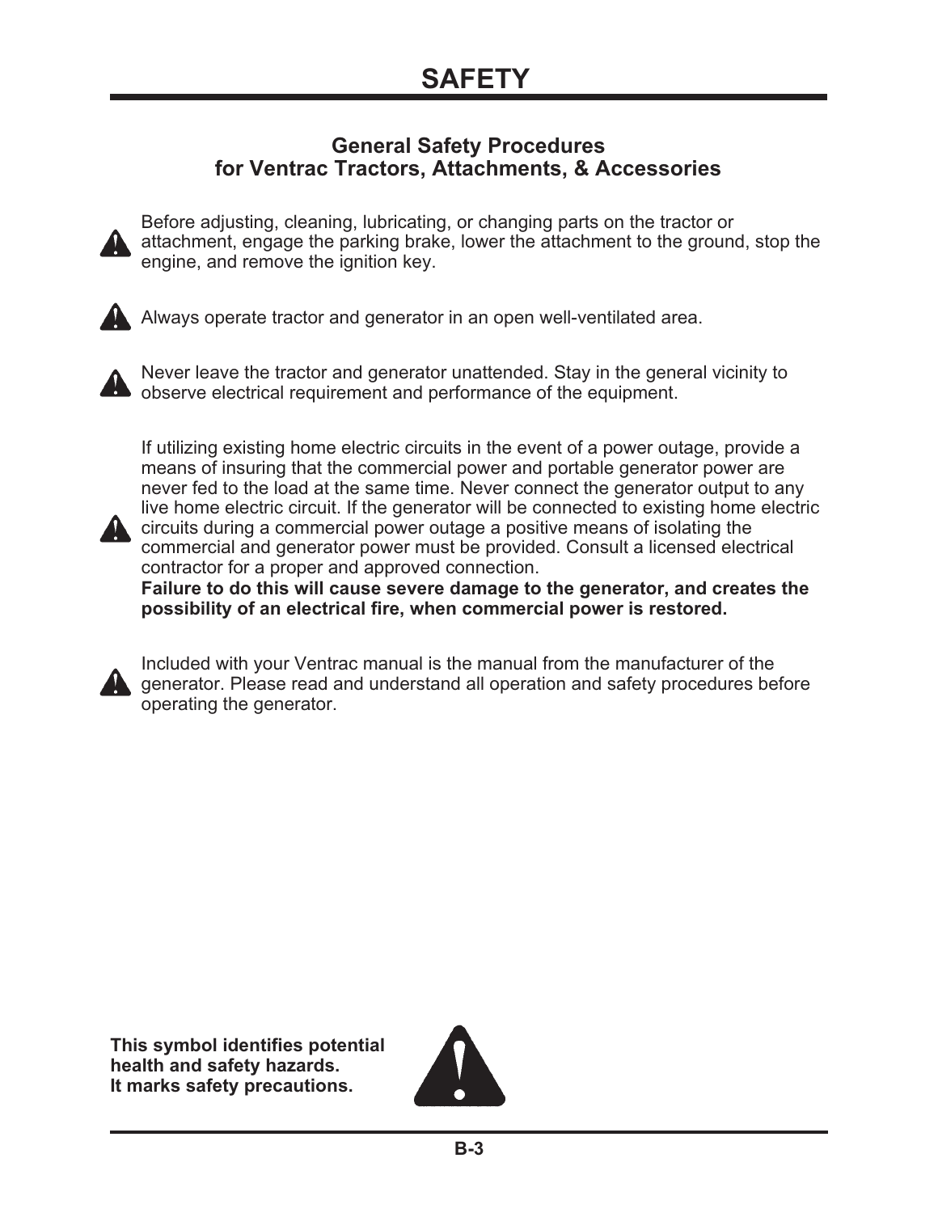# SAFETY

## General Safety Procedures for Ventrac Tractors, Attachments, & Accessories

Before adjusting, cleaning, lubricating, or changing parts on the tractor or attachment, engage the parking brake, lower the attachment to the ground, stop the engine, and remove the ignition key.

Always operate tractor and generator in an open well-ventilated area.

Never leave the tractor and generator unattended. Stay in the general vicinity to observe electrical requirement and performance of the equipment.

If utilizing existing home electric circuits in the event of a power outage, provide a means of insuring that the commercial power and portable generator power are never fed to the load at the same time. Never connect the generator output to any live home electric circuit. If the generator will be connected to existing home electric circuits during a commercial power outage a positive means of isolating the commercial and generator power must be provided. Consult a licensed electrical contractor for a proper and approved connection.
**Failure to do this will cause severe damage to the generator, and creates the possibility of an electrical fire, when commercial power is restored.**

Included with your Ventrac manual is the manual from the manufacturer of the generator. Please read and understand all operation and safety procedures before operating the generator.

**This symbol identifies potential health and safety hazards.**
**It marks safety precautions.**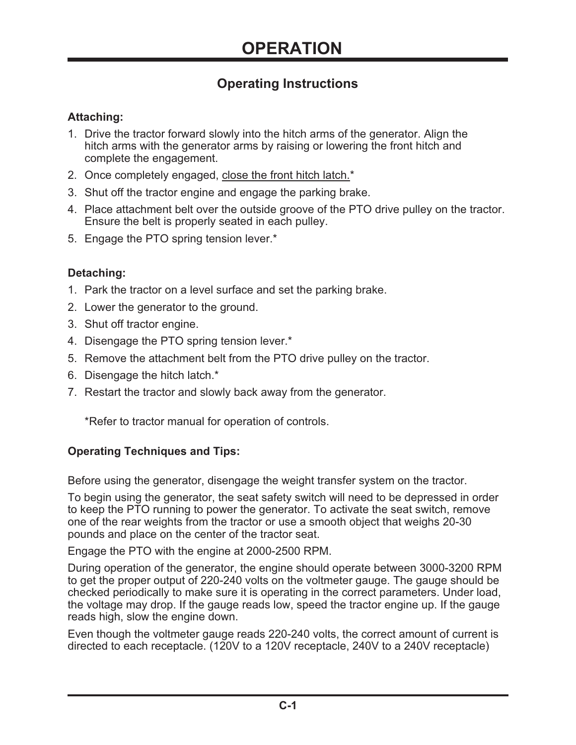# OPERATION

## Operating Instructions

**Attaching:**

1. Drive the tractor forward slowly into the hitch arms of the generator. Align the hitch arms with the generator arms by raising or lowering the front hitch and complete the engagement.
2. Once completely engaged, <u>close the front hitch latch.</u>*
3. Shut off the tractor engine and engage the parking brake.
4. Place attachment belt over the outside groove of the PTO drive pulley on the tractor. Ensure the belt is properly seated in each pulley.
5. Engage the PTO spring tension lever.*

**Detaching:**

1. Park the tractor on a level surface and set the parking brake.
2. Lower the generator to the ground.
3. Shut off tractor engine.
4. Disengage the PTO spring tension lever.*
5. Remove the attachment belt from the PTO drive pulley on the tractor.
6. Disengage the hitch latch.*
7. Restart the tractor and slowly back away from the generator.

*Refer to tractor manual for operation of controls.

**Operating Techniques and Tips:**

Before using the generator, disengage the weight transfer system on the tractor.

To begin using the generator, the seat safety switch will need to be depressed in order to keep the PTO running to power the generator. To activate the seat switch, remove one of the rear weights from the tractor or use a smooth object that weighs 20-30 pounds and place on the center of the tractor seat.

Engage the PTO with the engine at 2000-2500 RPM.

During operation of the generator, the engine should operate between 3000-3200 RPM to get the proper output of 220-240 volts on the voltmeter gauge. The gauge should be checked periodically to make sure it is operating in the correct parameters. Under load, the voltage may drop. If the gauge reads low, speed the tractor engine up. If the gauge reads high, slow the engine down.

Even though the voltmeter gauge reads 220-240 volts, the correct amount of current is directed to each receptacle. (120V to a 120V receptacle, 240V to a 240V receptacle)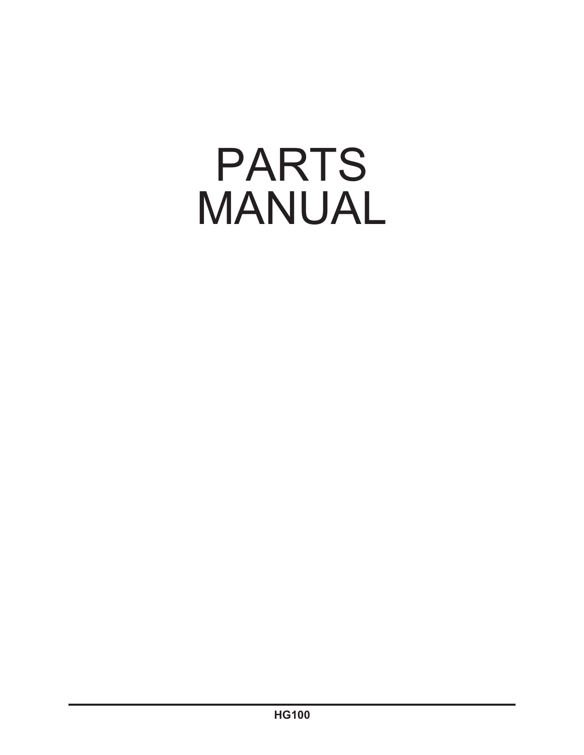# PARTS MANUAL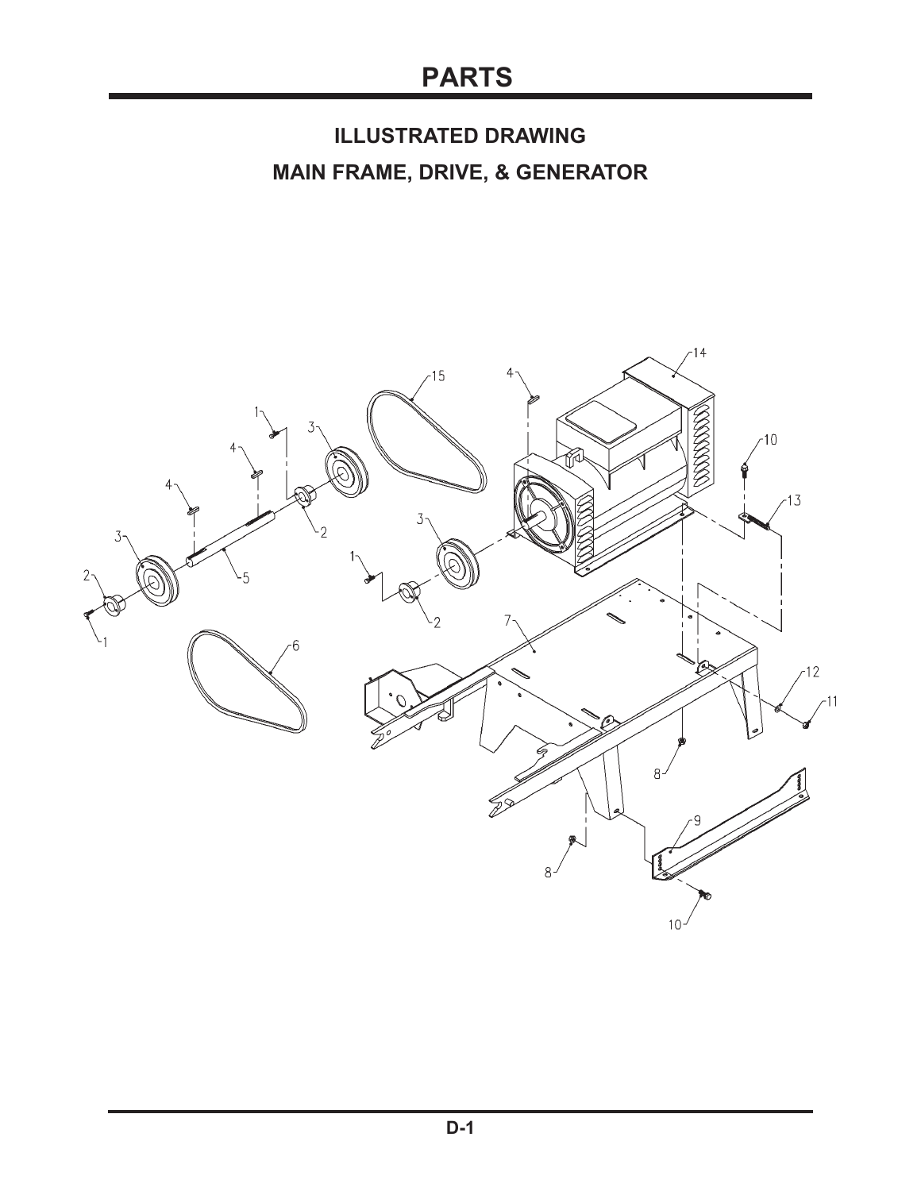# PARTS

## ILLUSTRATED DRAWING

## MAIN FRAME, DRIVE, & GENERATOR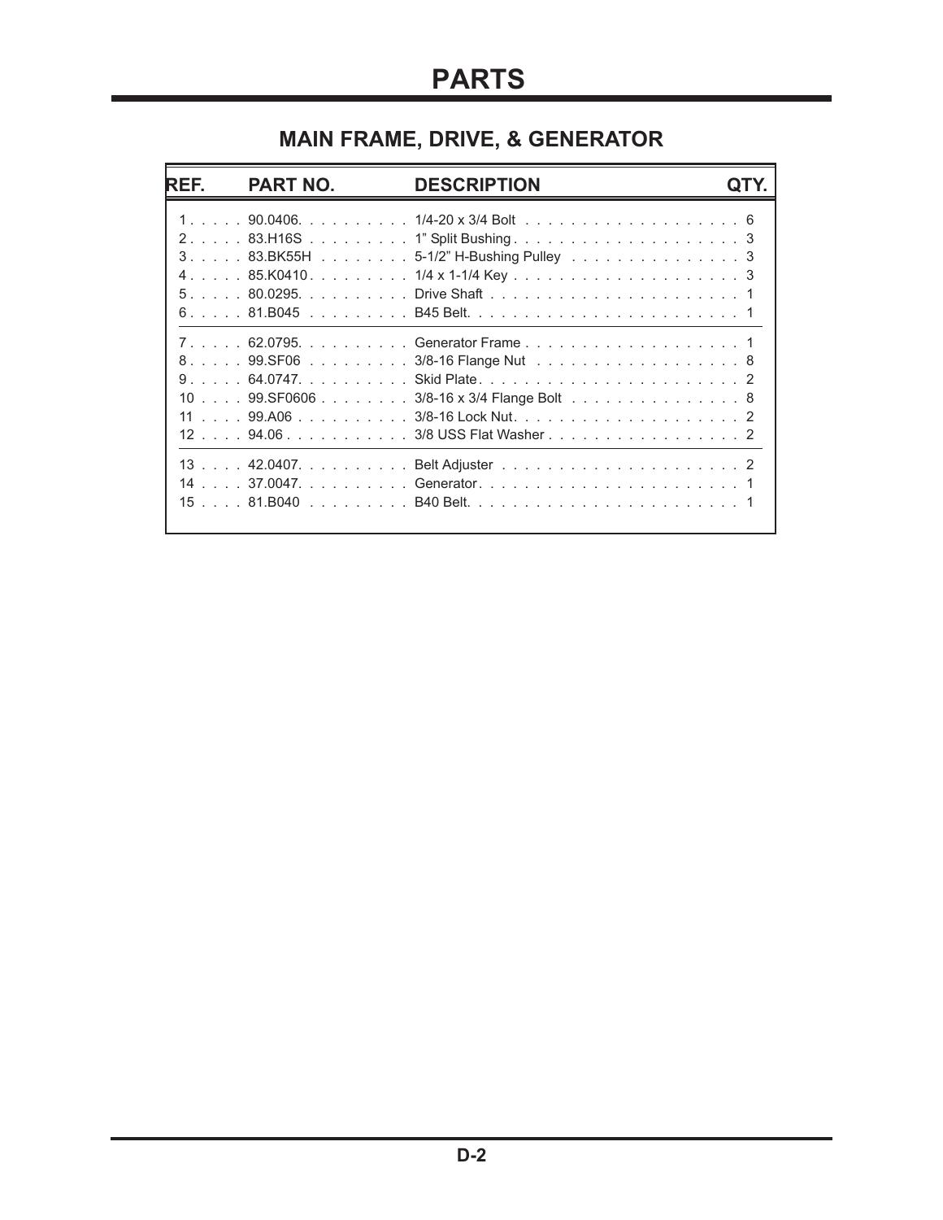# PARTS

## MAIN FRAME, DRIVE, & GENERATOR

| REF. | PART NO. | DESCRIPTION | QTY. |
| --- | --- | --- | --- |
| 1 | 90.0406. | 1/4-20 x 3/4 Bolt | 6 |
| 2 | 83.H16S | 1" Split Bushing | 3 |
| 3 | 83.BK55H | 5-1/2" H-Bushing Pulley | 3 |
| 4 | 85.K0410 | 1/4 x 1-1/4 Key | 3 |
| 5 | 80.0295. | Drive Shaft | 1 |
| 6 | 81.B045 | B45 Belt. | 1 |
| 7 | 62.0795. | Generator Frame | 1 |
| 8 | 99.SF06 | 3/8-16 Flange Nut | 8 |
| 9 | 64.0747. | Skid Plate | 2 |
| 10 | 99.SF0606 | 3/8-16 x 3/4 Flange Bolt | 8 |
| 11 | 99.A06 | 3/8-16 Lock Nut | 2 |
| 12 | 94.06 | 3/8 USS Flat Washer | 2 |
| 13 | 42.0407. | Belt Adjuster | 2 |
| 14 | 37.0047. | Generator | 1 |
| 15 | 81.B040 | B40 Belt. | 1 |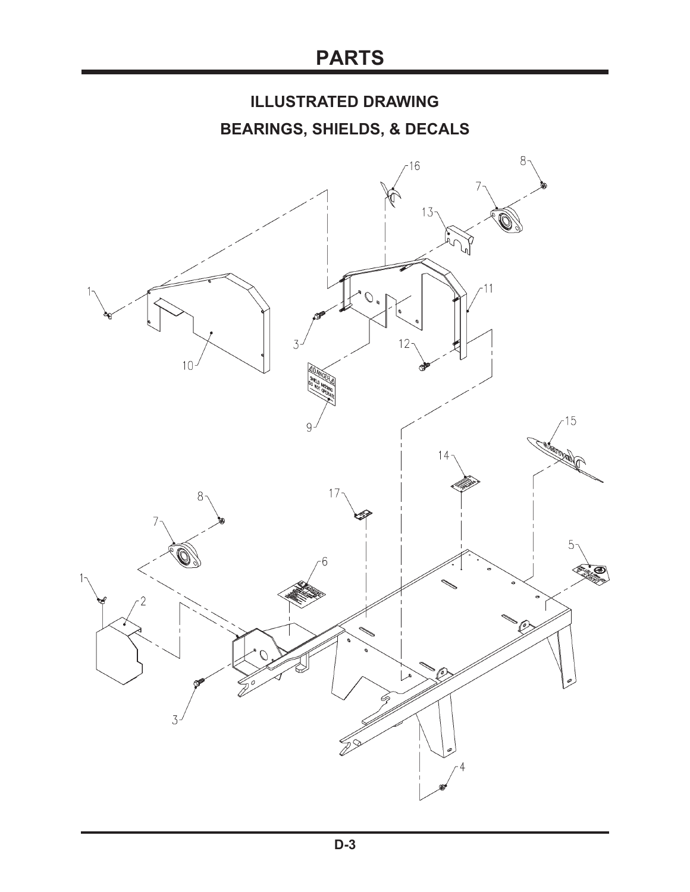# PARTS

## ILLUSTRATED DRAWING

## BEARINGS, SHIELDS, & DECALS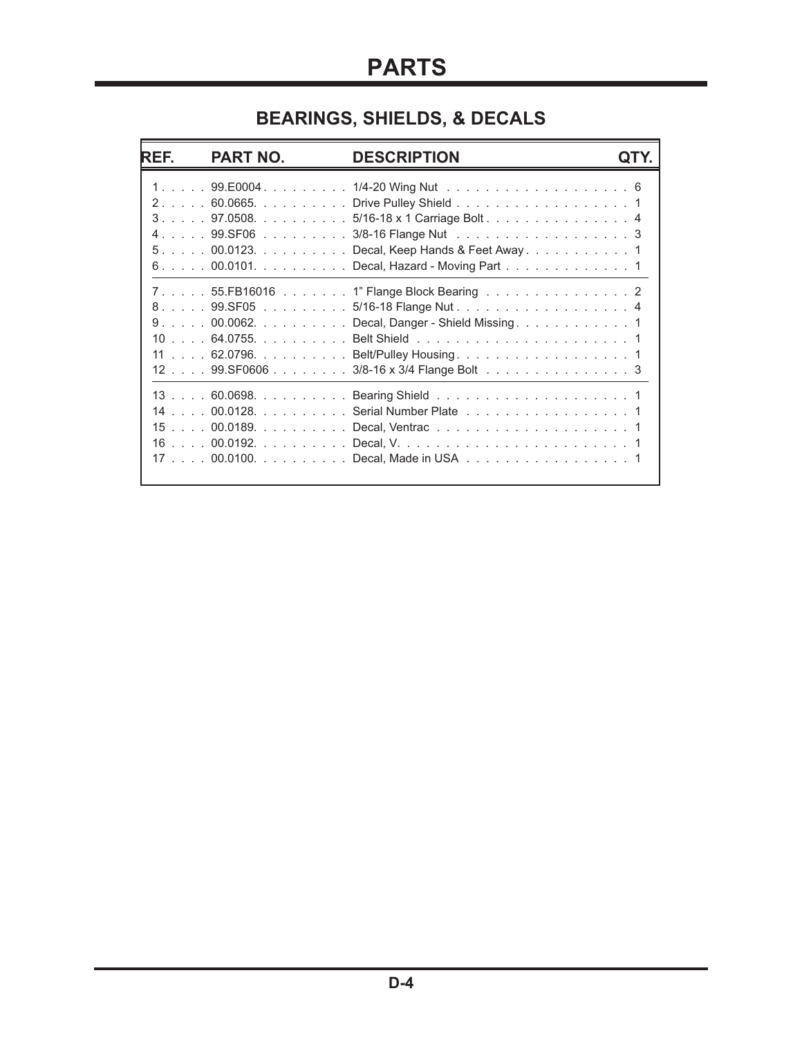# PARTS

## BEARINGS, SHIELDS, & DECALS

| REF. | PART NO. | DESCRIPTION | QTY. |
|---|---|---|---|
| 1 | 99.E0004 | 1/4-20 Wing Nut | 6 |
| 2 | 60.0665. | Drive Pulley Shield | 1 |
| 3 | 97.0508. | 5/16-18 x 1 Carriage Bolt | 4 |
| 4 | 99.SF06 | 3/8-16 Flange Nut | 3 |
| 5 | 00.0123. | Decal, Keep Hands & Feet Away | 1 |
| 6 | 00.0101. | Decal, Hazard - Moving Part | 1 |
| 7 | 55.FB16016 | 1" Flange Block Bearing | 2 |
| 8 | 99.SF05 | 5/16-18 Flange Nut | 4 |
| 9 | 00.0062. | Decal, Danger - Shield Missing | 1 |
| 10 | 64.0755. | Belt Shield | 1 |
| 11 | 62.0796. | Belt/Pulley Housing | 1 |
| 12 | 99.SF0606 | 3/8-16 x 3/4 Flange Bolt | 3 |
| 13 | 60.0698. | Bearing Shield | 1 |
| 14 | 00.0128. | Serial Number Plate | 1 |
| 15 | 00.0189. | Decal, Ventrac | 1 |
| 16 | 00.0192. | Decal, V. | 1 |
| 17 | 00.0100. | Decal, Made in USA | 1 |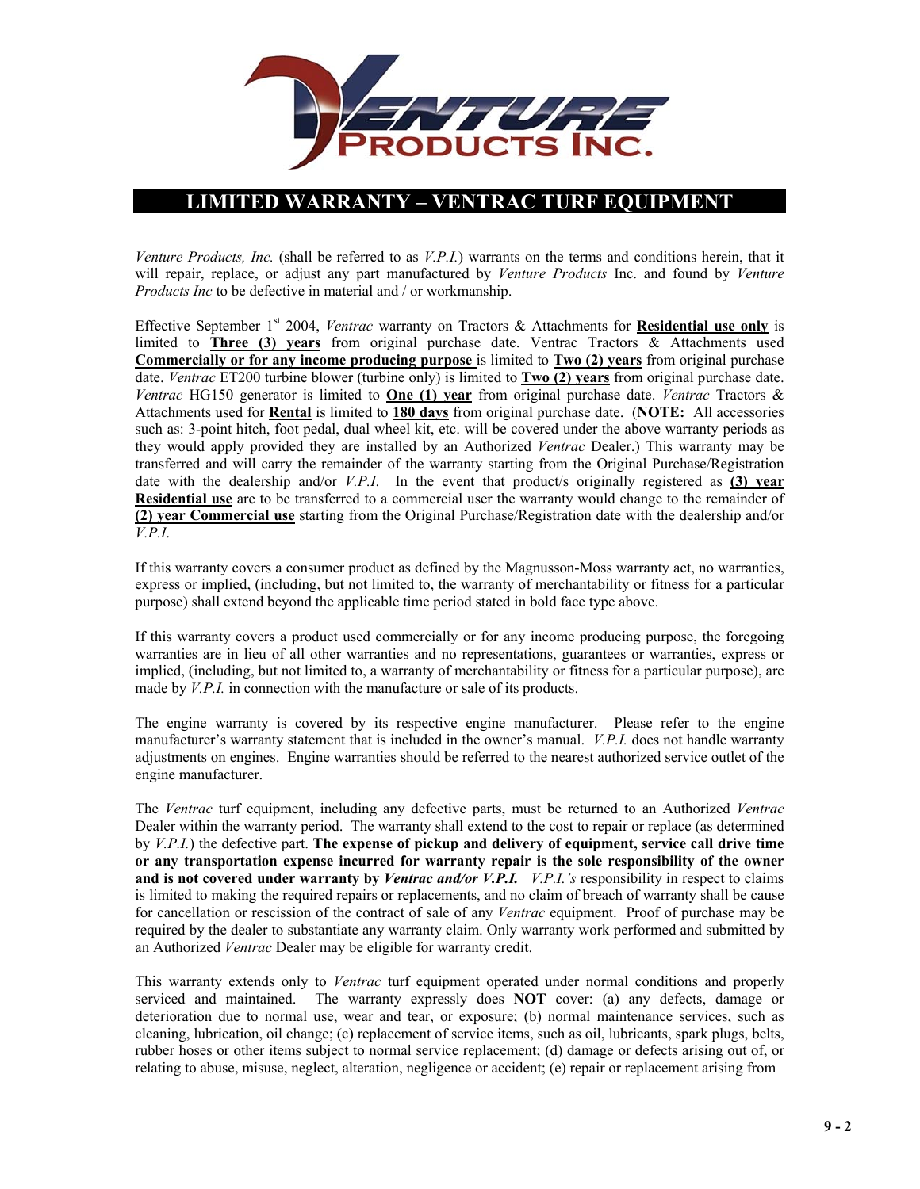# LIMITED WARRANTY – VENTRAC TURF EQUIPMENT

*Venture Products, Inc.* (shall be referred to as *V.P.I.*) warrants on the terms and conditions herein, that it will repair, replace, or adjust any part manufactured by *Venture Products* Inc. and found by *Venture Products Inc* to be defective in material and / or workmanship.

Effective September 1st 2004, *Ventrac* warranty on Tractors & Attachments for **Residential use only** is limited to **Three (3) years** from original purchase date. Ventrac Tractors & Attachments used **Commercially or for any income producing purpose** is limited to **Two (2) years** from original purchase date. *Ventrac* ET200 turbine blower (turbine only) is limited to **Two (2) years** from original purchase date. *Ventrac* HG150 generator is limited to **One (1) year** from original purchase date. *Ventrac* Tractors & Attachments used for **Rental** is limited to **180 days** from original purchase date. (**NOTE:** All accessories such as: 3-point hitch, foot pedal, dual wheel kit, etc. will be covered under the above warranty periods as they would apply provided they are installed by an Authorized *Ventrac* Dealer.) This warranty may be transferred and will carry the remainder of the warranty starting from the Original Purchase/Registration date with the dealership and/or *V.P.I.* In the event that product/s originally registered as **(3) year Residential use** are to be transferred to a commercial user the warranty would change to the remainder of **(2) year Commercial use** starting from the Original Purchase/Registration date with the dealership and/or *V.P.I.*

If this warranty covers a consumer product as defined by the Magnusson-Moss warranty act, no warranties, express or implied, (including, but not limited to, the warranty of merchantability or fitness for a particular purpose) shall extend beyond the applicable time period stated in bold face type above.

If this warranty covers a product used commercially or for any income producing purpose, the foregoing warranties are in lieu of all other warranties and no representations, guarantees or warranties, express or implied, (including, but not limited to, a warranty of merchantability or fitness for a particular purpose), are made by *V.P.I.* in connection with the manufacture or sale of its products.

The engine warranty is covered by its respective engine manufacturer. Please refer to the engine manufacturer's warranty statement that is included in the owner's manual. *V.P.I.* does not handle warranty adjustments on engines. Engine warranties should be referred to the nearest authorized service outlet of the engine manufacturer.

The *Ventrac* turf equipment, including any defective parts, must be returned to an Authorized *Ventrac* Dealer within the warranty period. The warranty shall extend to the cost to repair or replace (as determined by *V.P.I.*) the defective part. **The expense of pickup and delivery of equipment, service call drive time or any transportation expense incurred for warranty repair is the sole responsibility of the owner and is not covered under warranty by *Ventrac and/or V.P.I.*** *V.P.I.'s* responsibility in respect to claims is limited to making the required repairs or replacements, and no claim of breach of warranty shall be cause for cancellation or rescission of the contract of sale of any *Ventrac* equipment. Proof of purchase may be required by the dealer to substantiate any warranty claim. Only warranty work performed and submitted by an Authorized *Ventrac* Dealer may be eligible for warranty credit.

This warranty extends only to *Ventrac* turf equipment operated under normal conditions and properly serviced and maintained. The warranty expressly does **NOT** cover: (a) any defects, damage or deterioration due to normal use, wear and tear, or exposure; (b) normal maintenance services, such as cleaning, lubrication, oil change; (c) replacement of service items, such as oil, lubricants, spark plugs, belts, rubber hoses or other items subject to normal service replacement; (d) damage or defects arising out of, or relating to abuse, misuse, neglect, alteration, negligence or accident; (e) repair or replacement arising from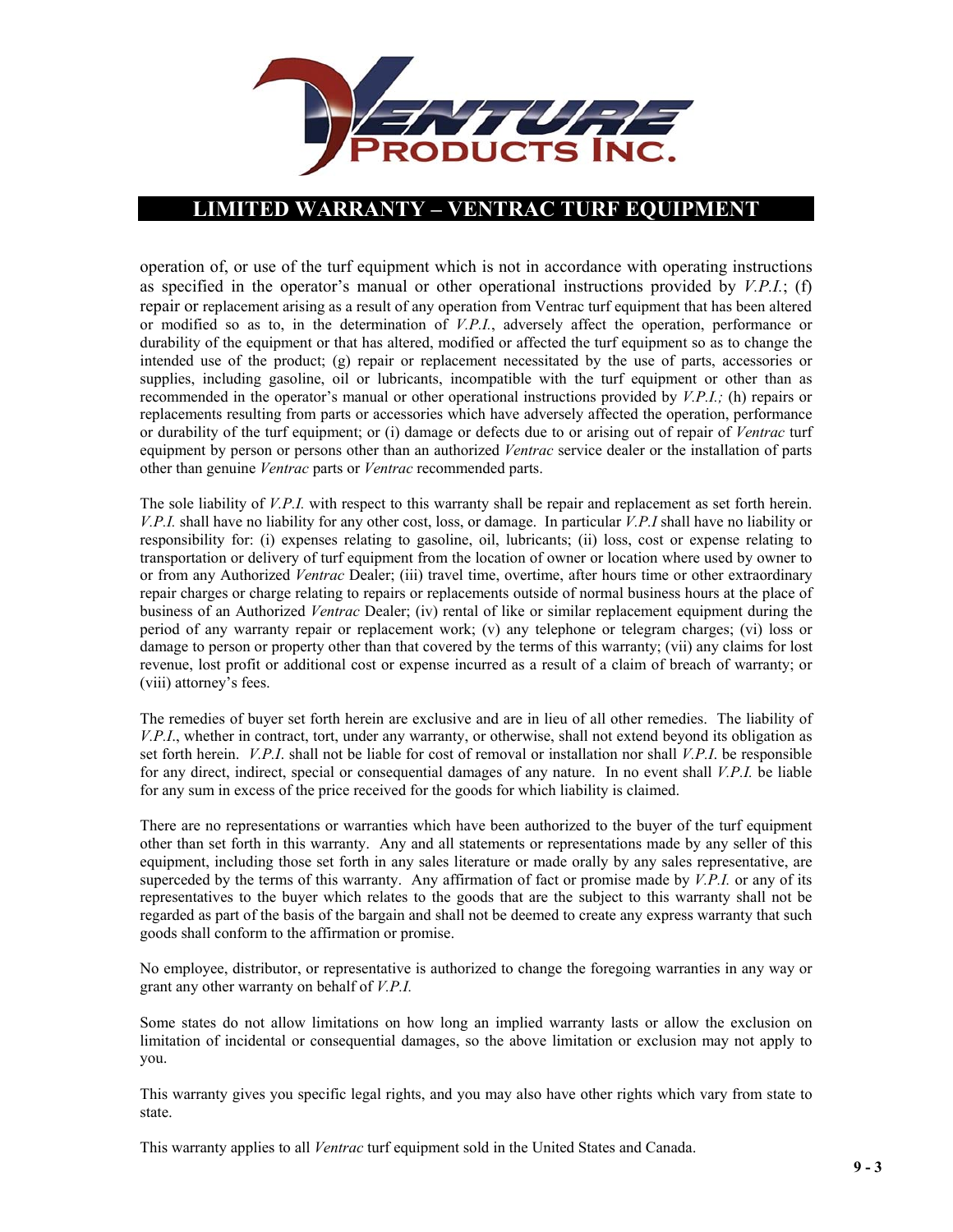## LIMITED WARRANTY – VENTRAC TURF EQUIPMENT

operation of, or use of the turf equipment which is not in accordance with operating instructions as specified in the operator's manual or other operational instructions provided by *V.P.I.*; (f) repair or replacement arising as a result of any operation from Ventrac turf equipment that has been altered or modified so as to, in the determination of *V.P.I.*, adversely affect the operation, performance or durability of the equipment or that has altered, modified or affected the turf equipment so as to change the intended use of the product; (g) repair or replacement necessitated by the use of parts, accessories or supplies, including gasoline, oil or lubricants, incompatible with the turf equipment or other than as recommended in the operator's manual or other operational instructions provided by *V.P.I.;* (h) repairs or replacements resulting from parts or accessories which have adversely affected the operation, performance or durability of the turf equipment; or (i) damage or defects due to or arising out of repair of *Ventrac* turf equipment by person or persons other than an authorized *Ventrac* service dealer or the installation of parts other than genuine *Ventrac* parts or *Ventrac* recommended parts.

The sole liability of *V.P.I.* with respect to this warranty shall be repair and replacement as set forth herein. *V.P.I.* shall have no liability for any other cost, loss, or damage. In particular *V.P.I* shall have no liability or responsibility for: (i) expenses relating to gasoline, oil, lubricants; (ii) loss, cost or expense relating to transportation or delivery of turf equipment from the location of owner or location where used by owner to or from any Authorized *Ventrac* Dealer; (iii) travel time, overtime, after hours time or other extraordinary repair charges or charge relating to repairs or replacements outside of normal business hours at the place of business of an Authorized *Ventrac* Dealer; (iv) rental of like or similar replacement equipment during the period of any warranty repair or replacement work; (v) any telephone or telegram charges; (vi) loss or damage to person or property other than that covered by the terms of this warranty; (vii) any claims for lost revenue, lost profit or additional cost or expense incurred as a result of a claim of breach of warranty; or (viii) attorney's fees.

The remedies of buyer set forth herein are exclusive and are in lieu of all other remedies. The liability of *V.P.I*., whether in contract, tort, under any warranty, or otherwise, shall not extend beyond its obligation as set forth herein. *V.P.I*. shall not be liable for cost of removal or installation nor shall *V.P.I*. be responsible for any direct, indirect, special or consequential damages of any nature. In no event shall *V.P.I.* be liable for any sum in excess of the price received for the goods for which liability is claimed.

There are no representations or warranties which have been authorized to the buyer of the turf equipment other than set forth in this warranty. Any and all statements or representations made by any seller of this equipment, including those set forth in any sales literature or made orally by any sales representative, are superceded by the terms of this warranty. Any affirmation of fact or promise made by *V.P.I.* or any of its representatives to the buyer which relates to the goods that are the subject to this warranty shall not be regarded as part of the basis of the bargain and shall not be deemed to create any express warranty that such goods shall conform to the affirmation or promise.

No employee, distributor, or representative is authorized to change the foregoing warranties in any way or grant any other warranty on behalf of *V.P.I.*

Some states do not allow limitations on how long an implied warranty lasts or allow the exclusion on limitation of incidental or consequential damages, so the above limitation or exclusion may not apply to you.

This warranty gives you specific legal rights, and you may also have other rights which vary from state to state.

This warranty applies to all *Ventrac* turf equipment sold in the United States and Canada.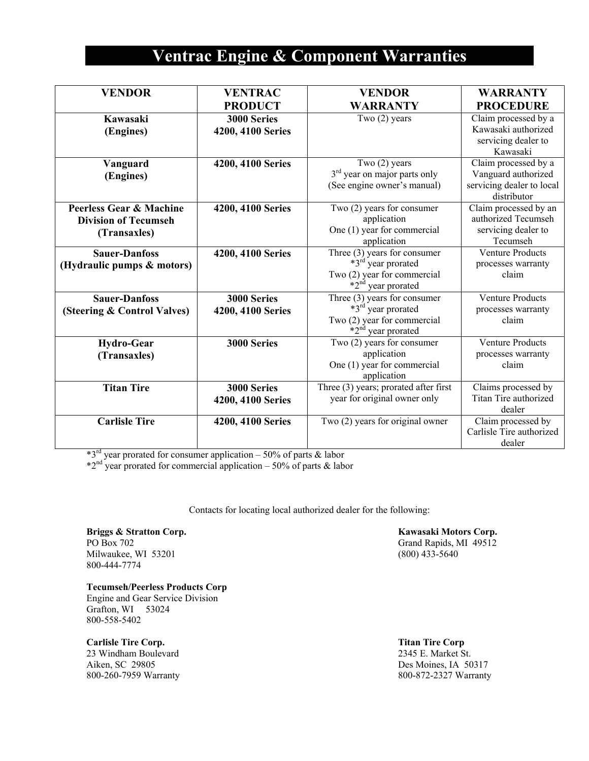# Ventrac Engine & Component Warranties

| VENDOR | VENTRAC PRODUCT | VENDOR WARRANTY | WARRANTY PROCEDURE |
|---|---|---|---|
| **Kawasaki (Engines)** | **3000 Series 4200, 4100 Series** | Two (2) years | Claim processed by a Kawasaki authorized servicing dealer to Kawasaki |
| **Vanguard (Engines)** | **4200, 4100 Series** | Two (2) years 3rd year on major parts only (See engine owner's manual) | Claim processed by a Vanguard authorized servicing dealer to local distributor |
| **Peerless Gear & Machine Division of Tecumseh (Transaxles)** | **4200, 4100 Series** | Two (2) years for consumer application One (1) year for commercial application | Claim processed by an authorized Tecumseh servicing dealer to Tecumseh |
| **Sauer-Danfoss (Hydraulic pumps & motors)** | **4200, 4100 Series** | Three (3) years for consumer *3rd year prorated Two (2) year for commercial *2nd year prorated | Venture Products processes warranty claim |
| **Sauer-Danfoss (Steering & Control Valves)** | **3000 Series 4200, 4100 Series** | Three (3) years for consumer *3rd year prorated Two (2) year for commercial *2nd year prorated | Venture Products processes warranty claim |
| **Hydro-Gear (Transaxles)** | **3000 Series** | Two (2) years for consumer application One (1) year for commercial application | Venture Products processes warranty claim |
| **Titan Tire** | **3000 Series 4200, 4100 Series** | Three (3) years; prorated after first year for original owner only | Claims processed by Titan Tire authorized dealer |
| **Carlisle Tire** | **4200, 4100 Series** | Two (2) years for original owner | Claim processed by Carlisle Tire authorized dealer |

*3rd year prorated for consumer application – 50% of parts & labor
*2nd year prorated for commercial application – 50% of parts & labor

Contacts for locating local authorized dealer for the following:

**Briggs & Stratton Corp.**
PO Box 702
Milwaukee, WI 53201
800-444-7774

**Kawasaki Motors Corp.**
Grand Rapids, MI 49512
(800) 433-5640

**Tecumseh/Peerless Products Corp**
Engine and Gear Service Division
Grafton, WI 53024
800-558-5402

**Carlisle Tire Corp.**
23 Windham Boulevard
Aiken, SC 29805
800-260-7959 Warranty

**Titan Tire Corp**
2345 E. Market St.
Des Moines, IA 50317
800-872-2327 Warranty